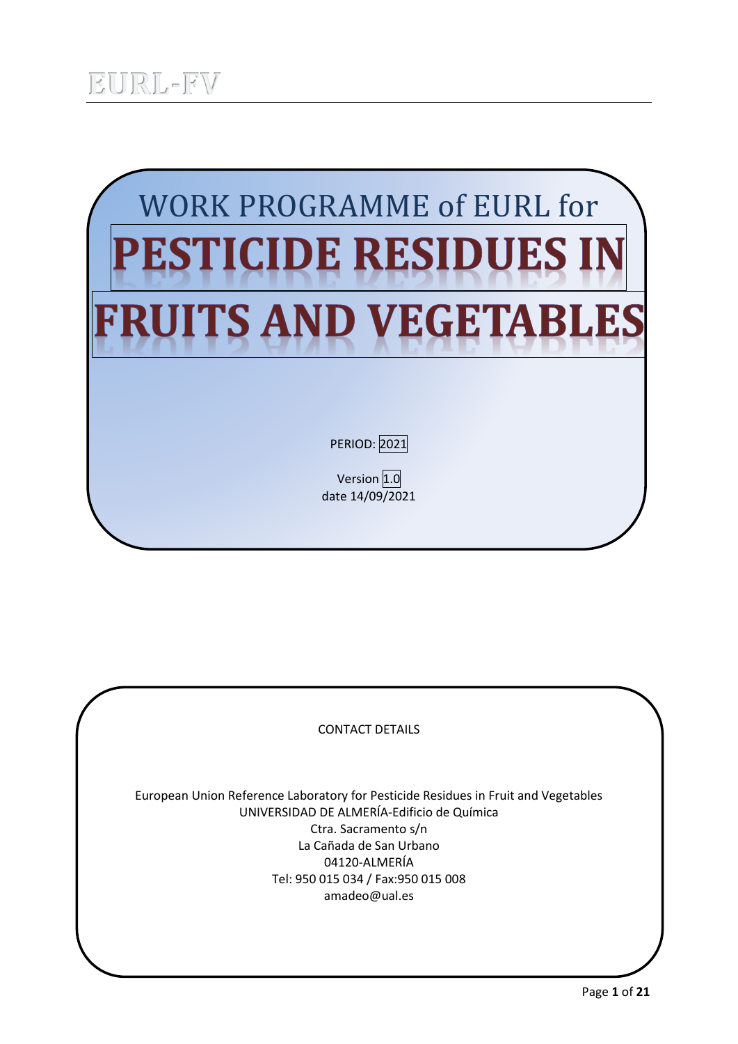EURL-FV

# WORK PROGRAMME of EURL for PESTICIDE RESIDUES IN FRUITS AND VEGETABLES

PERIOD: 2021

Version 1.0
date 14/09/2021

CONTACT DETAILS

European Union Reference Laboratory for Pesticide Residues in Fruit and Vegetables
UNIVERSIDAD DE ALMERÍA-Edificio de Química
Ctra. Sacramento s/n
La Cañada de San Urbano
04120-ALMERÍA
Tel: 950 015 034 / Fax:950 015 008
amadeo@ual.es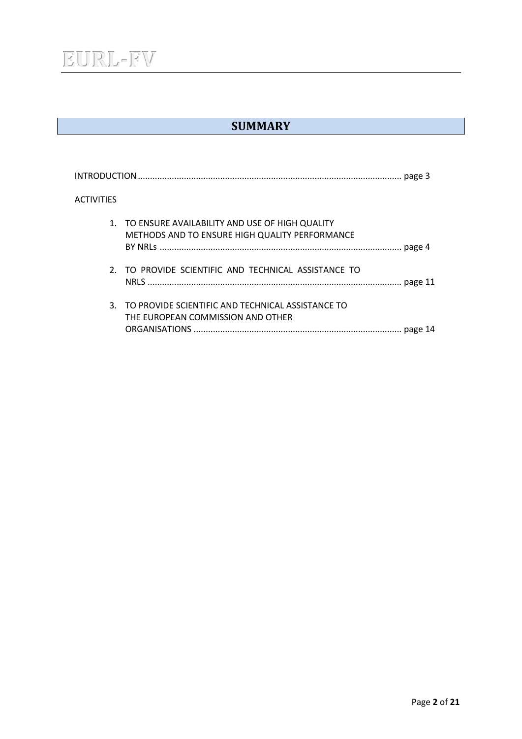## SUMMARY

INTRODUCTION ........................................................................................................... page 3

ACTIVITIES

1. TO ENSURE AVAILABILITY AND USE OF HIGH QUALITY METHODS AND TO ENSURE HIGH QUALITY PERFORMANCE BY NRLs .................................................................................................. page 4

2. TO PROVIDE SCIENTIFIC AND TECHNICAL ASSISTANCE TO NRLS ........................................................................................................ page 11

3. TO PROVIDE SCIENTIFIC AND TECHNICAL ASSISTANCE TO THE EUROPEAN COMMISSION AND OTHER ORGANISATIONS ..................................................................................... page 14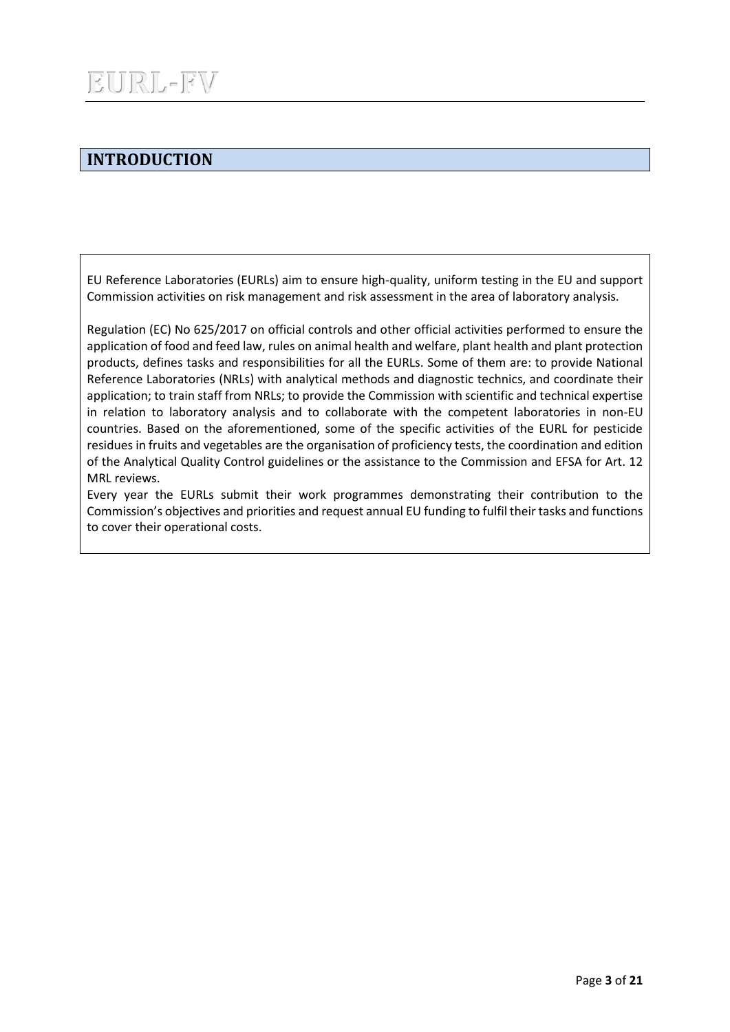# INTRODUCTION

EU Reference Laboratories (EURLs) aim to ensure high-quality, uniform testing in the EU and support Commission activities on risk management and risk assessment in the area of laboratory analysis.

Regulation (EC) No 625/2017 on official controls and other official activities performed to ensure the application of food and feed law, rules on animal health and welfare, plant health and plant protection products, defines tasks and responsibilities for all the EURLs. Some of them are: to provide National Reference Laboratories (NRLs) with analytical methods and diagnostic technics, and coordinate their application; to train staff from NRLs; to provide the Commission with scientific and technical expertise in relation to laboratory analysis and to collaborate with the competent laboratories in non-EU countries. Based on the aforementioned, some of the specific activities of the EURL for pesticide residues in fruits and vegetables are the organisation of proficiency tests, the coordination and edition of the Analytical Quality Control guidelines or the assistance to the Commission and EFSA for Art. 12 MRL reviews.

Every year the EURLs submit their work programmes demonstrating their contribution to the Commission's objectives and priorities and request annual EU funding to fulfil their tasks and functions to cover their operational costs.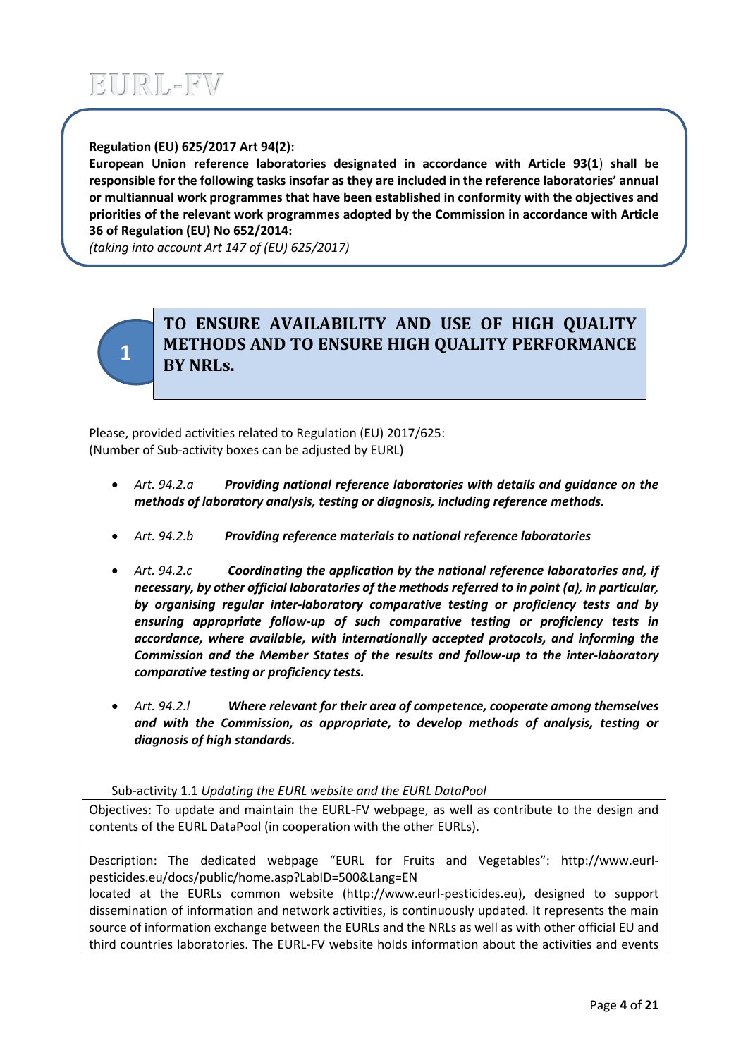**Regulation (EU) 625/2017 Art 94(2):**
**European Union reference laboratories designated in accordance with Article 93(1) shall be responsible for the following tasks insofar as they are included in the reference laboratories' annual or multiannual work programmes that have been established in conformity with the objectives and priorities of the relevant work programmes adopted by the Commission in accordance with Article 36 of Regulation (EU) No 652/2014:**
*(taking into account Art 147 of (EU) 625/2017)*

## 1 TO ENSURE AVAILABILITY AND USE OF HIGH QUALITY METHODS AND TO ENSURE HIGH QUALITY PERFORMANCE BY NRLs.

Please, provided activities related to Regulation (EU) 2017/625:
(Number of Sub-activity boxes can be adjusted by EURL)

- *Art. 94.2.a* ***Providing national reference laboratories with details and guidance on the methods of laboratory analysis, testing or diagnosis, including reference methods.***
- *Art. 94.2.b* ***Providing reference materials to national reference laboratories***
- *Art. 94.2.c* ***Coordinating the application by the national reference laboratories and, if necessary, by other official laboratories of the methods referred to in point (a), in particular, by organising regular inter-laboratory comparative testing or proficiency tests and by ensuring appropriate follow-up of such comparative testing or proficiency tests in accordance, where available, with internationally accepted protocols, and informing the Commission and the Member States of the results and follow-up to the inter-laboratory comparative testing or proficiency tests.***
- *Art. 94.2.l* ***Where relevant for their area of competence, cooperate among themselves and with the Commission, as appropriate, to develop methods of analysis, testing or diagnosis of high standards.***

Sub-activity 1.1 *Updating the EURL website and the EURL DataPool*

Objectives: To update and maintain the EURL-FV webpage, as well as contribute to the design and contents of the EURL DataPool (in cooperation with the other EURLs).

Description: The dedicated webpage "EURL for Fruits and Vegetables": http://www.eurl-pesticides.eu/docs/public/home.asp?LabID=500&Lang=EN
located at the EURLs common website (http://www.eurl-pesticides.eu), designed to support dissemination of information and network activities, is continuously updated. It represents the main source of information exchange between the EURLs and the NRLs as well as with other official EU and third countries laboratories. The EURL-FV website holds information about the activities and events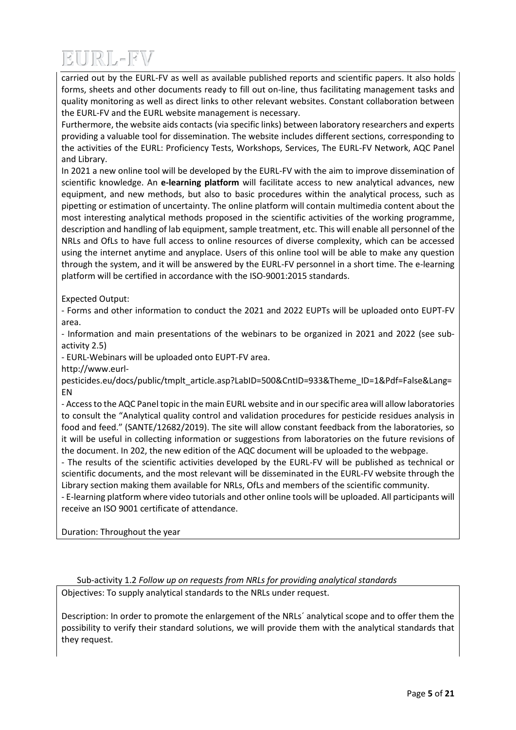carried out by the EURL-FV as well as available published reports and scientific papers. It also holds forms, sheets and other documents ready to fill out on-line, thus facilitating management tasks and quality monitoring as well as direct links to other relevant websites. Constant collaboration between the EURL-FV and the EURL website management is necessary.

Furthermore, the website aids contacts (via specific links) between laboratory researchers and experts providing a valuable tool for dissemination. The website includes different sections, corresponding to the activities of the EURL: Proficiency Tests, Workshops, Services, The EURL-FV Network, AQC Panel and Library.

In 2021 a new online tool will be developed by the EURL-FV with the aim to improve dissemination of scientific knowledge. An **e-learning platform** will facilitate access to new analytical advances, new equipment, and new methods, but also to basic procedures within the analytical process, such as pipetting or estimation of uncertainty. The online platform will contain multimedia content about the most interesting analytical methods proposed in the scientific activities of the working programme, description and handling of lab equipment, sample treatment, etc. This will enable all personnel of the NRLs and OfLs to have full access to online resources of diverse complexity, which can be accessed using the internet anytime and anyplace. Users of this online tool will be able to make any question through the system, and it will be answered by the EURL-FV personnel in a short time. The e-learning platform will be certified in accordance with the ISO-9001:2015 standards.

Expected Output:

- Forms and other information to conduct the 2021 and 2022 EUPTs will be uploaded onto EUPT-FV area.
- Information and main presentations of the webinars to be organized in 2021 and 2022 (see sub-activity 2.5)
- EURL-Webinars will be uploaded onto EUPT-FV area.

http://www.eurl-pesticides.eu/docs/public/tmplt_article.asp?LabID=500&CntID=933&Theme_ID=1&Pdf=False&Lang=EN

- Access to the AQC Panel topic in the main EURL website and in our specific area will allow laboratories to consult the "Analytical quality control and validation procedures for pesticide residues analysis in food and feed." (SANTE/12682/2019). The site will allow constant feedback from the laboratories, so it will be useful in collecting information or suggestions from laboratories on the future revisions of the document. In 202, the new edition of the AQC document will be uploaded to the webpage.
- The results of the scientific activities developed by the EURL-FV will be published as technical or scientific documents, and the most relevant will be disseminated in the EURL-FV website through the Library section making them available for NRLs, OfLs and members of the scientific community.
- E-learning platform where video tutorials and other online tools will be uploaded. All participants will receive an ISO 9001 certificate of attendance.

Duration: Throughout the year

Sub-activity 1.2 *Follow up on requests from NRLs for providing analytical standards*

Objectives: To supply analytical standards to the NRLs under request.

Description: In order to promote the enlargement of the NRLs´ analytical scope and to offer them the possibility to verify their standard solutions, we will provide them with the analytical standards that they request.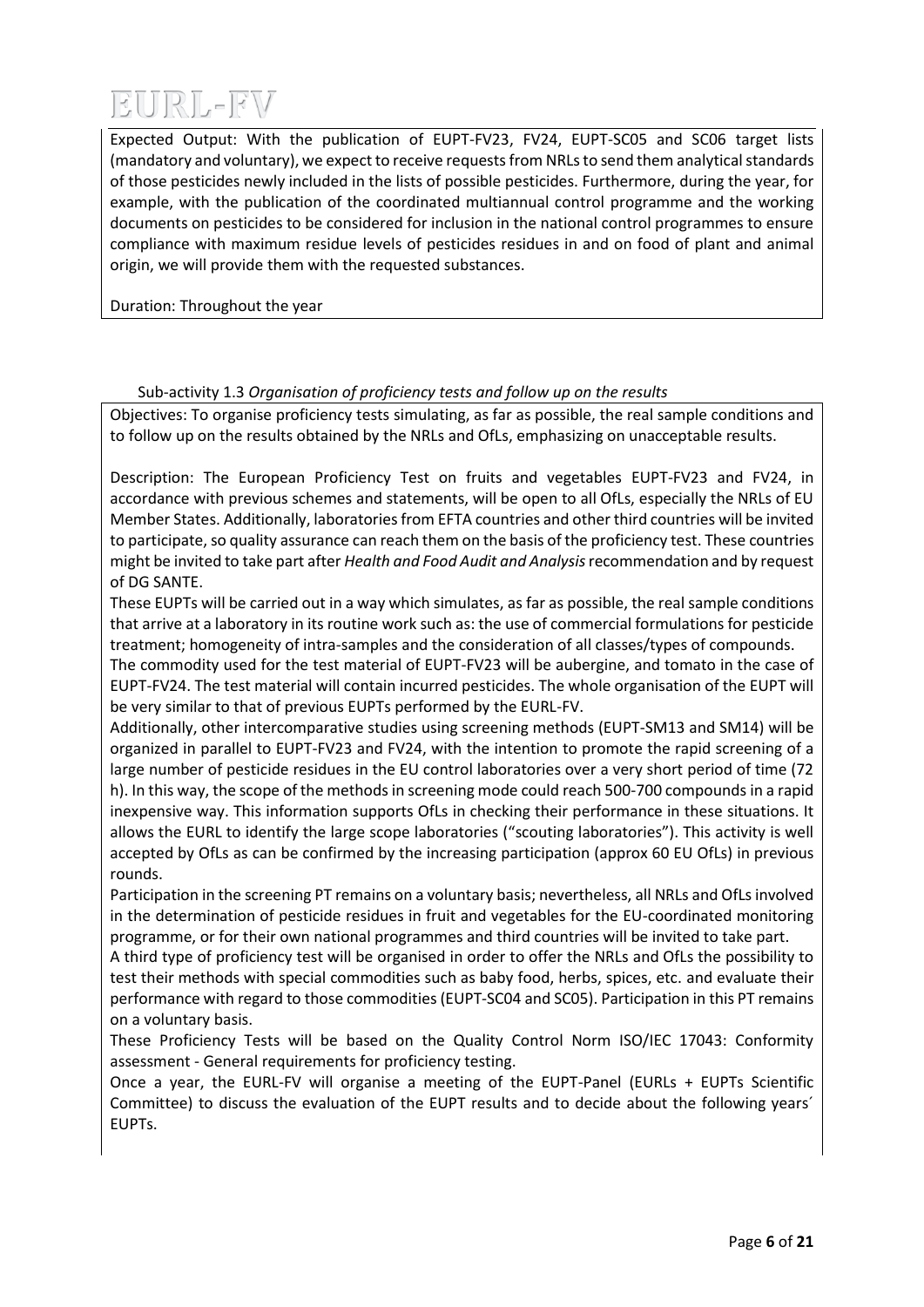Expected Output: With the publication of EUPT-FV23, FV24, EUPT-SC05 and SC06 target lists (mandatory and voluntary), we expect to receive requests from NRLs to send them analytical standards of those pesticides newly included in the lists of possible pesticides. Furthermore, during the year, for example, with the publication of the coordinated multiannual control programme and the working documents on pesticides to be considered for inclusion in the national control programmes to ensure compliance with maximum residue levels of pesticides residues in and on food of plant and animal origin, we will provide them with the requested substances.

Duration: Throughout the year

Sub-activity 1.3 *Organisation of proficiency tests and follow up on the results*

Objectives: To organise proficiency tests simulating, as far as possible, the real sample conditions and to follow up on the results obtained by the NRLs and OfLs, emphasizing on unacceptable results.

Description: The European Proficiency Test on fruits and vegetables EUPT-FV23 and FV24, in accordance with previous schemes and statements, will be open to all OfLs, especially the NRLs of EU Member States. Additionally, laboratories from EFTA countries and other third countries will be invited to participate, so quality assurance can reach them on the basis of the proficiency test. These countries might be invited to take part after *Health and Food Audit and Analysis* recommendation and by request of DG SANTE.

These EUPTs will be carried out in a way which simulates, as far as possible, the real sample conditions that arrive at a laboratory in its routine work such as: the use of commercial formulations for pesticide treatment; homogeneity of intra-samples and the consideration of all classes/types of compounds.

The commodity used for the test material of EUPT-FV23 will be aubergine, and tomato in the case of EUPT-FV24. The test material will contain incurred pesticides. The whole organisation of the EUPT will be very similar to that of previous EUPTs performed by the EURL-FV.

Additionally, other intercomparative studies using screening methods (EUPT-SM13 and SM14) will be organized in parallel to EUPT-FV23 and FV24, with the intention to promote the rapid screening of a large number of pesticide residues in the EU control laboratories over a very short period of time (72 h). In this way, the scope of the methods in screening mode could reach 500-700 compounds in a rapid inexpensive way. This information supports OfLs in checking their performance in these situations. It allows the EURL to identify the large scope laboratories ("scouting laboratories"). This activity is well accepted by OfLs as can be confirmed by the increasing participation (approx 60 EU OfLs) in previous rounds.

Participation in the screening PT remains on a voluntary basis; nevertheless, all NRLs and OfLs involved in the determination of pesticide residues in fruit and vegetables for the EU-coordinated monitoring programme, or for their own national programmes and third countries will be invited to take part.

A third type of proficiency test will be organised in order to offer the NRLs and OfLs the possibility to test their methods with special commodities such as baby food, herbs, spices, etc. and evaluate their performance with regard to those commodities (EUPT-SC04 and SC05). Participation in this PT remains on a voluntary basis.

These Proficiency Tests will be based on the Quality Control Norm ISO/IEC 17043: Conformity assessment - General requirements for proficiency testing.

Once a year, the EURL-FV will organise a meeting of the EUPT-Panel (EURLs + EUPTs Scientific Committee) to discuss the evaluation of the EUPT results and to decide about the following years´ EUPTs.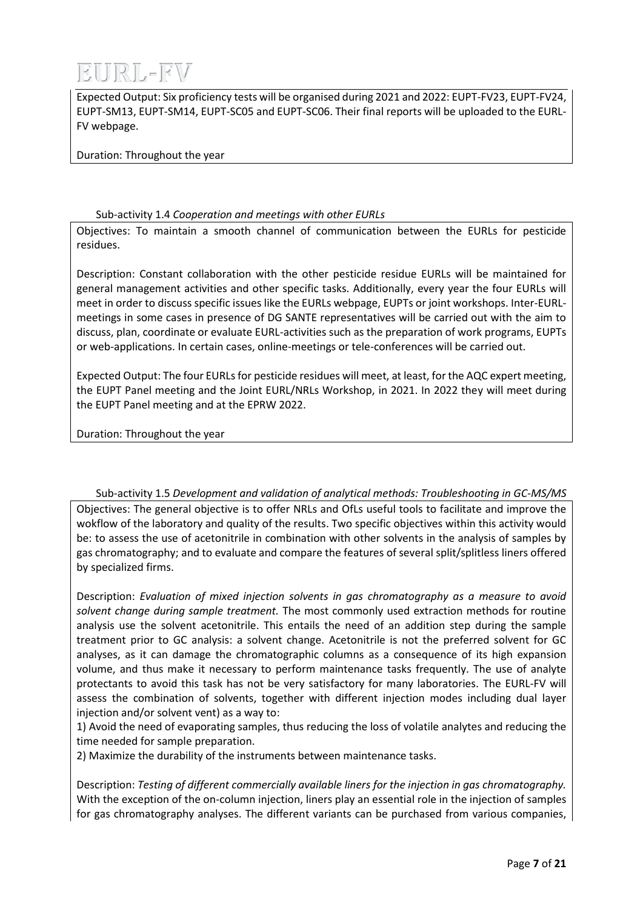Expected Output: Six proficiency tests will be organised during 2021 and 2022: EUPT-FV23, EUPT-FV24, EUPT-SM13, EUPT-SM14, EUPT-SC05 and EUPT-SC06. Their final reports will be uploaded to the EURL-FV webpage.

Duration: Throughout the year

Sub-activity 1.4 *Cooperation and meetings with other EURLs*

Objectives: To maintain a smooth channel of communication between the EURLs for pesticide residues.

Description: Constant collaboration with the other pesticide residue EURLs will be maintained for general management activities and other specific tasks. Additionally, every year the four EURLs will meet in order to discuss specific issues like the EURLs webpage, EUPTs or joint workshops. Inter-EURL-meetings in some cases in presence of DG SANTE representatives will be carried out with the aim to discuss, plan, coordinate or evaluate EURL-activities such as the preparation of work programs, EUPTs or web-applications. In certain cases, online-meetings or tele-conferences will be carried out.

Expected Output: The four EURLs for pesticide residues will meet, at least, for the AQC expert meeting, the EUPT Panel meeting and the Joint EURL/NRLs Workshop, in 2021. In 2022 they will meet during the EUPT Panel meeting and at the EPRW 2022.

Duration: Throughout the year

Sub-activity 1.5 *Development and validation of analytical methods: Troubleshooting in GC-MS/MS*

Objectives: The general objective is to offer NRLs and OfLs useful tools to facilitate and improve the wokflow of the laboratory and quality of the results. Two specific objectives within this activity would be: to assess the use of acetonitrile in combination with other solvents in the analysis of samples by gas chromatography; and to evaluate and compare the features of several split/splitless liners offered by specialized firms.

Description: *Evaluation of mixed injection solvents in gas chromatography as a measure to avoid solvent change during sample treatment.* The most commonly used extraction methods for routine analysis use the solvent acetonitrile. This entails the need of an addition step during the sample treatment prior to GC analysis: a solvent change. Acetonitrile is not the preferred solvent for GC analyses, as it can damage the chromatographic columns as a consequence of its high expansion volume, and thus make it necessary to perform maintenance tasks frequently. The use of analyte protectants to avoid this task has not be very satisfactory for many laboratories. The EURL-FV will assess the combination of solvents, together with different injection modes including dual layer injection and/or solvent vent) as a way to:

1) Avoid the need of evaporating samples, thus reducing the loss of volatile analytes and reducing the time needed for sample preparation.
2) Maximize the durability of the instruments between maintenance tasks.

Description: *Testing of different commercially available liners for the injection in gas chromatography.* With the exception of the on-column injection, liners play an essential role in the injection of samples for gas chromatography analyses. The different variants can be purchased from various companies,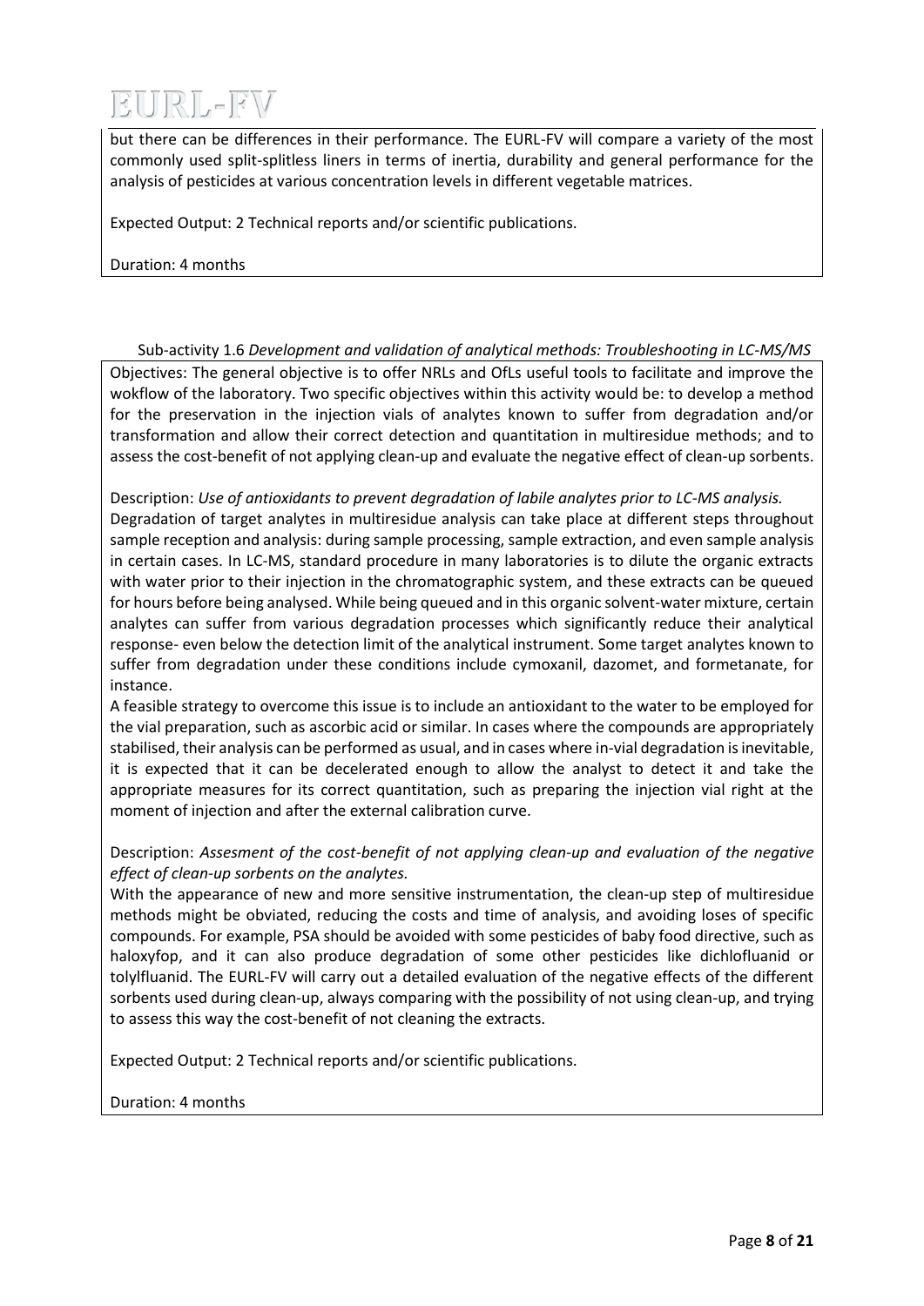but there can be differences in their performance. The EURL-FV will compare a variety of the most commonly used split-splitless liners in terms of inertia, durability and general performance for the analysis of pesticides at various concentration levels in different vegetable matrices.

Expected Output: 2 Technical reports and/or scientific publications.

Duration: 4 months

Sub-activity 1.6 *Development and validation of analytical methods: Troubleshooting in LC-MS/MS*

Objectives: The general objective is to offer NRLs and OfLs useful tools to facilitate and improve the wokflow of the laboratory. Two specific objectives within this activity would be: to develop a method for the preservation in the injection vials of analytes known to suffer from degradation and/or transformation and allow their correct detection and quantitation in multiresidue methods; and to assess the cost-benefit of not applying clean-up and evaluate the negative effect of clean-up sorbents.

Description: *Use of antioxidants to prevent degradation of labile analytes prior to LC-MS analysis.*

Degradation of target analytes in multiresidue analysis can take place at different steps throughout sample reception and analysis: during sample processing, sample extraction, and even sample analysis in certain cases. In LC-MS, standard procedure in many laboratories is to dilute the organic extracts with water prior to their injection in the chromatographic system, and these extracts can be queued for hours before being analysed. While being queued and in this organic solvent-water mixture, certain analytes can suffer from various degradation processes which significantly reduce their analytical response- even below the detection limit of the analytical instrument. Some target analytes known to suffer from degradation under these conditions include cymoxanil, dazomet, and formetanate, for instance.

A feasible strategy to overcome this issue is to include an antioxidant to the water to be employed for the vial preparation, such as ascorbic acid or similar. In cases where the compounds are appropriately stabilised, their analysis can be performed as usual, and in cases where in-vial degradation is inevitable, it is expected that it can be decelerated enough to allow the analyst to detect it and take the appropriate measures for its correct quantitation, such as preparing the injection vial right at the moment of injection and after the external calibration curve.

Description: *Assesment of the cost-benefit of not applying clean-up and evaluation of the negative effect of clean-up sorbents on the analytes.*

With the appearance of new and more sensitive instrumentation, the clean-up step of multiresidue methods might be obviated, reducing the costs and time of analysis, and avoiding loses of specific compounds. For example, PSA should be avoided with some pesticides of baby food directive, such as haloxyfop, and it can also produce degradation of some other pesticides like dichlofluanid or tolylfluanid. The EURL-FV will carry out a detailed evaluation of the negative effects of the different sorbents used during clean-up, always comparing with the possibility of not using clean-up, and trying to assess this way the cost-benefit of not cleaning the extracts.

Expected Output: 2 Technical reports and/or scientific publications.

Duration: 4 months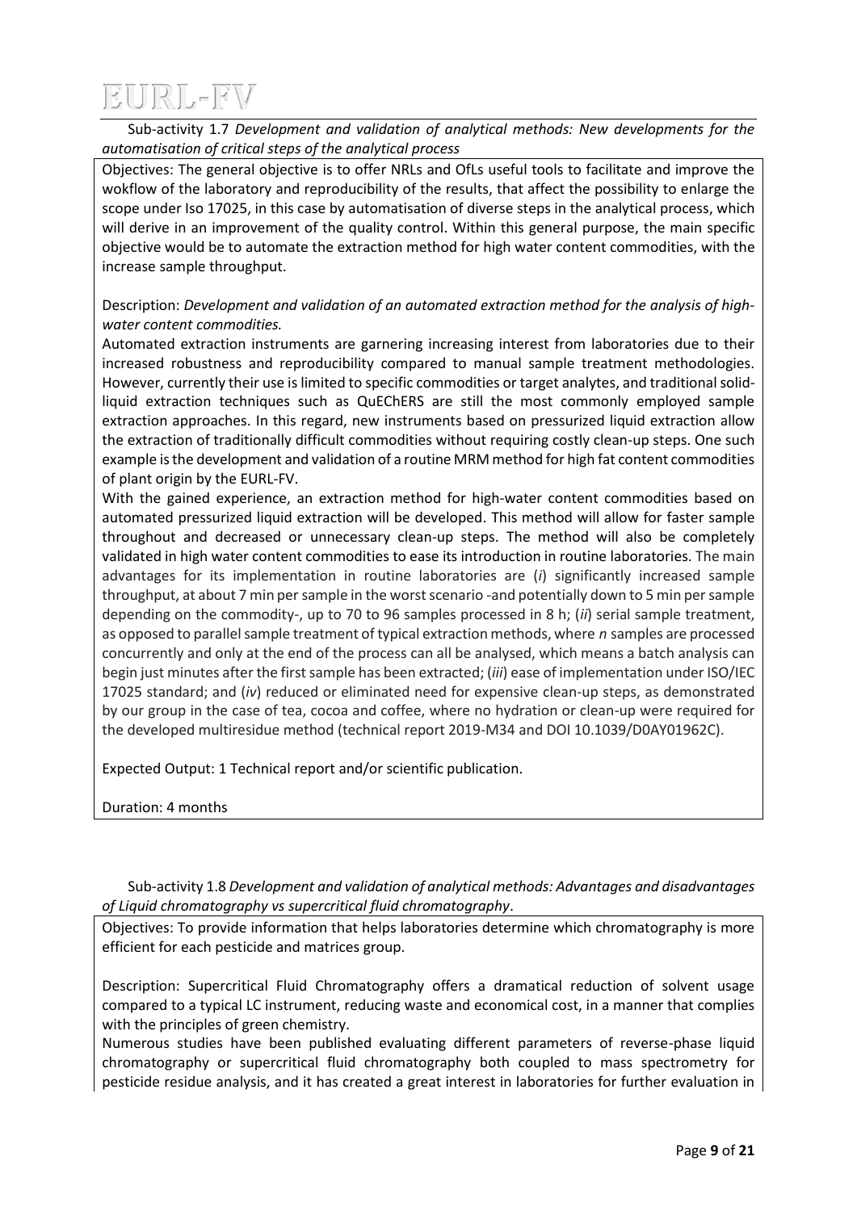Sub-activity 1.7 *Development and validation of analytical methods: New developments for the automatisation of critical steps of the analytical process*

Objectives: The general objective is to offer NRLs and OfLs useful tools to facilitate and improve the wokflow of the laboratory and reproducibility of the results, that affect the possibility to enlarge the scope under Iso 17025, in this case by automatisation of diverse steps in the analytical process, which will derive in an improvement of the quality control. Within this general purpose, the main specific objective would be to automate the extraction method for high water content commodities, with the increase sample throughput.

Description: *Development and validation of an automated extraction method for the analysis of high-water content commodities.*

Automated extraction instruments are garnering increasing interest from laboratories due to their increased robustness and reproducibility compared to manual sample treatment methodologies. However, currently their use is limited to specific commodities or target analytes, and traditional solid-liquid extraction techniques such as QuEChERS are still the most commonly employed sample extraction approaches. In this regard, new instruments based on pressurized liquid extraction allow the extraction of traditionally difficult commodities without requiring costly clean-up steps. One such example is the development and validation of a routine MRM method for high fat content commodities of plant origin by the EURL-FV.

With the gained experience, an extraction method for high-water content commodities based on automated pressurized liquid extraction will be developed. This method will allow for faster sample throughout and decreased or unnecessary clean-up steps. The method will also be completely validated in high water content commodities to ease its introduction in routine laboratories. The main advantages for its implementation in routine laboratories are (*i*) significantly increased sample throughput, at about 7 min per sample in the worst scenario -and potentially down to 5 min per sample depending on the commodity-, up to 70 to 96 samples processed in 8 h; (*ii*) serial sample treatment, as opposed to parallel sample treatment of typical extraction methods, where *n* samples are processed concurrently and only at the end of the process can all be analysed, which means a batch analysis can begin just minutes after the first sample has been extracted; (*iii*) ease of implementation under ISO/IEC 17025 standard; and (*iv*) reduced or eliminated need for expensive clean-up steps, as demonstrated by our group in the case of tea, cocoa and coffee, where no hydration or clean-up were required for the developed multiresidue method (technical report 2019-M34 and DOI 10.1039/D0AY01962C).

Expected Output: 1 Technical report and/or scientific publication.

Duration: 4 months

Sub-activity 1.8 *Development and validation of analytical methods: Advantages and disadvantages of Liquid chromatography vs supercritical fluid chromatography*.

Objectives: To provide information that helps laboratories determine which chromatography is more efficient for each pesticide and matrices group.

Description: Supercritical Fluid Chromatography offers a dramatical reduction of solvent usage compared to a typical LC instrument, reducing waste and economical cost, in a manner that complies with the principles of green chemistry.

Numerous studies have been published evaluating different parameters of reverse-phase liquid chromatography or supercritical fluid chromatography both coupled to mass spectrometry for pesticide residue analysis, and it has created a great interest in laboratories for further evaluation in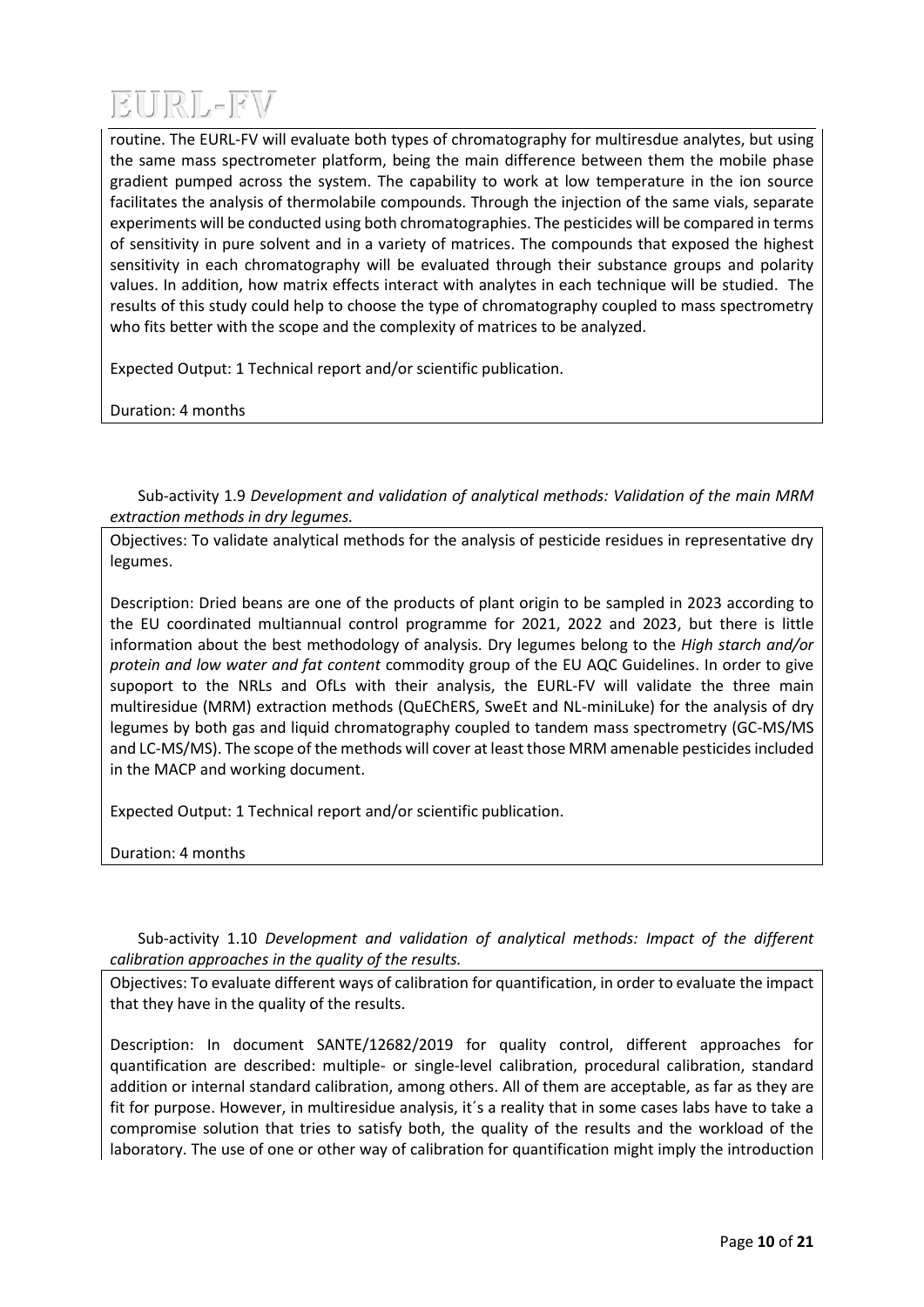routine. The EURL-FV will evaluate both types of chromatography for multiresdue analytes, but using the same mass spectrometer platform, being the main difference between them the mobile phase gradient pumped across the system. The capability to work at low temperature in the ion source facilitates the analysis of thermolabile compounds. Through the injection of the same vials, separate experiments will be conducted using both chromatographies. The pesticides will be compared in terms of sensitivity in pure solvent and in a variety of matrices. The compounds that exposed the highest sensitivity in each chromatography will be evaluated through their substance groups and polarity values. In addition, how matrix effects interact with analytes in each technique will be studied. The results of this study could help to choose the type of chromatography coupled to mass spectrometry who fits better with the scope and the complexity of matrices to be analyzed.

Expected Output: 1 Technical report and/or scientific publication.

Duration: 4 months

Sub-activity 1.9 *Development and validation of analytical methods: Validation of the main MRM extraction methods in dry legumes.*

Objectives: To validate analytical methods for the analysis of pesticide residues in representative dry legumes.

Description: Dried beans are one of the products of plant origin to be sampled in 2023 according to the EU coordinated multiannual control programme for 2021, 2022 and 2023, but there is little information about the best methodology of analysis. Dry legumes belong to the *High starch and/or protein and low water and fat content* commodity group of the EU AQC Guidelines. In order to give supoport to the NRLs and OfLs with their analysis, the EURL-FV will validate the three main multiresidue (MRM) extraction methods (QuEChERS, SweEt and NL-miniLuke) for the analysis of dry legumes by both gas and liquid chromatography coupled to tandem mass spectrometry (GC-MS/MS and LC-MS/MS). The scope of the methods will cover at least those MRM amenable pesticides included in the MACP and working document.

Expected Output: 1 Technical report and/or scientific publication.

Duration: 4 months

Sub-activity 1.10 *Development and validation of analytical methods: Impact of the different calibration approaches in the quality of the results.*

Objectives: To evaluate different ways of calibration for quantification, in order to evaluate the impact that they have in the quality of the results.

Description: In document SANTE/12682/2019 for quality control, different approaches for quantification are described: multiple- or single-level calibration, procedural calibration, standard addition or internal standard calibration, among others. All of them are acceptable, as far as they are fit for purpose. However, in multiresidue analysis, it´s a reality that in some cases labs have to take a compromise solution that tries to satisfy both, the quality of the results and the workload of the laboratory. The use of one or other way of calibration for quantification might imply the introduction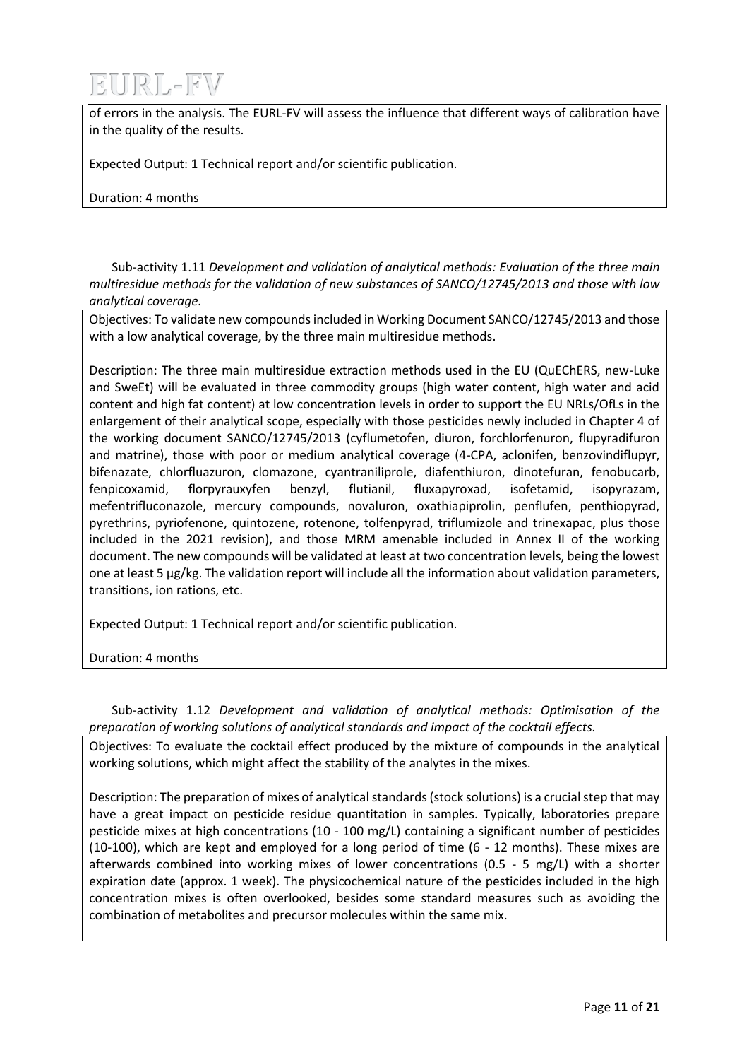of errors in the analysis. The EURL-FV will assess the influence that different ways of calibration have in the quality of the results.

Expected Output: 1 Technical report and/or scientific publication.

Duration: 4 months

Sub-activity 1.11 *Development and validation of analytical methods: Evaluation of the three main multiresidue methods for the validation of new substances of SANCO/12745/2013 and those with low analytical coverage.*

Objectives: To validate new compounds included in Working Document SANCO/12745/2013 and those with a low analytical coverage, by the three main multiresidue methods.

Description: The three main multiresidue extraction methods used in the EU (QuEChERS, new-Luke and SweEt) will be evaluated in three commodity groups (high water content, high water and acid content and high fat content) at low concentration levels in order to support the EU NRLs/OfLs in the enlargement of their analytical scope, especially with those pesticides newly included in Chapter 4 of the working document SANCO/12745/2013 (cyflumetofen, diuron, forchlorfenuron, flupyradifuron and matrine), those with poor or medium analytical coverage (4-CPA, aclonifen, benzovindiflupyr, bifenazate, chlorfluazuron, clomazone, cyantraniliprole, diafenthiuron, dinotefuran, fenobucarb, fenpicoxamid, florpyrauxyfen benzyl, flutianil, fluxapyroxad, isofetamid, isopyrazam, mefentrifluconazole, mercury compounds, novaluron, oxathiapiprolin, penflufen, penthiopyrad, pyrethrins, pyriofenone, quintozene, rotenone, tolfenpyrad, triflumizole and trinexapac, plus those included in the 2021 revision), and those MRM amenable included in Annex II of the working document. The new compounds will be validated at least at two concentration levels, being the lowest one at least 5 µg/kg. The validation report will include all the information about validation parameters, transitions, ion rations, etc.

Expected Output: 1 Technical report and/or scientific publication.

Duration: 4 months

Sub-activity 1.12 *Development and validation of analytical methods: Optimisation of the preparation of working solutions of analytical standards and impact of the cocktail effects.*

Objectives: To evaluate the cocktail effect produced by the mixture of compounds in the analytical working solutions, which might affect the stability of the analytes in the mixes.

Description: The preparation of mixes of analytical standards (stock solutions) is a crucial step that may have a great impact on pesticide residue quantitation in samples. Typically, laboratories prepare pesticide mixes at high concentrations (10 - 100 mg/L) containing a significant number of pesticides (10-100), which are kept and employed for a long period of time (6 - 12 months). These mixes are afterwards combined into working mixes of lower concentrations (0.5 - 5 mg/L) with a shorter expiration date (approx. 1 week). The physicochemical nature of the pesticides included in the high concentration mixes is often overlooked, besides some standard measures such as avoiding the combination of metabolites and precursor molecules within the same mix.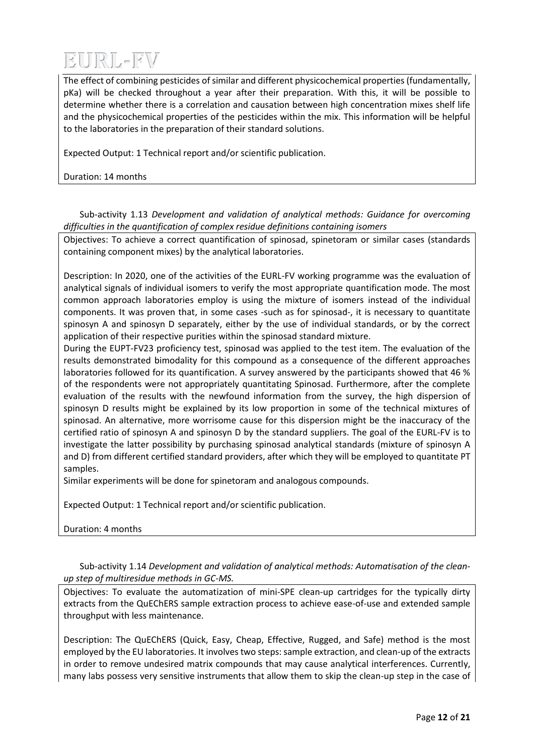The effect of combining pesticides of similar and different physicochemical properties (fundamentally, pKa) will be checked throughout a year after their preparation. With this, it will be possible to determine whether there is a correlation and causation between high concentration mixes shelf life and the physicochemical properties of the pesticides within the mix. This information will be helpful to the laboratories in the preparation of their standard solutions.

Expected Output: 1 Technical report and/or scientific publication.

Duration: 14 months

Sub-activity 1.13 *Development and validation of analytical methods: Guidance for overcoming difficulties in the quantification of complex residue definitions containing isomers*

Objectives: To achieve a correct quantification of spinosad, spinetoram or similar cases (standards containing component mixes) by the analytical laboratories.

Description: In 2020, one of the activities of the EURL-FV working programme was the evaluation of analytical signals of individual isomers to verify the most appropriate quantification mode. The most common approach laboratories employ is using the mixture of isomers instead of the individual components. It was proven that, in some cases -such as for spinosad-, it is necessary to quantitate spinosyn A and spinosyn D separately, either by the use of individual standards, or by the correct application of their respective purities within the spinosad standard mixture.

During the EUPT-FV23 proficiency test, spinosad was applied to the test item. The evaluation of the results demonstrated bimodality for this compound as a consequence of the different approaches laboratories followed for its quantification. A survey answered by the participants showed that 46 % of the respondents were not appropriately quantitating Spinosad. Furthermore, after the complete evaluation of the results with the newfound information from the survey, the high dispersion of spinosyn D results might be explained by its low proportion in some of the technical mixtures of spinosad. An alternative, more worrisome cause for this dispersion might be the inaccuracy of the certified ratio of spinosyn A and spinosyn D by the standard suppliers. The goal of the EURL-FV is to investigate the latter possibility by purchasing spinosad analytical standards (mixture of spinosyn A and D) from different certified standard providers, after which they will be employed to quantitate PT samples.

Similar experiments will be done for spinetoram and analogous compounds.

Expected Output: 1 Technical report and/or scientific publication.

Duration: 4 months

Sub-activity 1.14 *Development and validation of analytical methods: Automatisation of the clean-up step of multiresidue methods in GC-MS.*

Objectives: To evaluate the automatization of mini-SPE clean-up cartridges for the typically dirty extracts from the QuEChERS sample extraction process to achieve ease-of-use and extended sample throughput with less maintenance.

Description: The QuEChERS (Quick, Easy, Cheap, Effective, Rugged, and Safe) method is the most employed by the EU laboratories. It involves two steps: sample extraction, and clean-up of the extracts in order to remove undesired matrix compounds that may cause analytical interferences. Currently, many labs possess very sensitive instruments that allow them to skip the clean-up step in the case of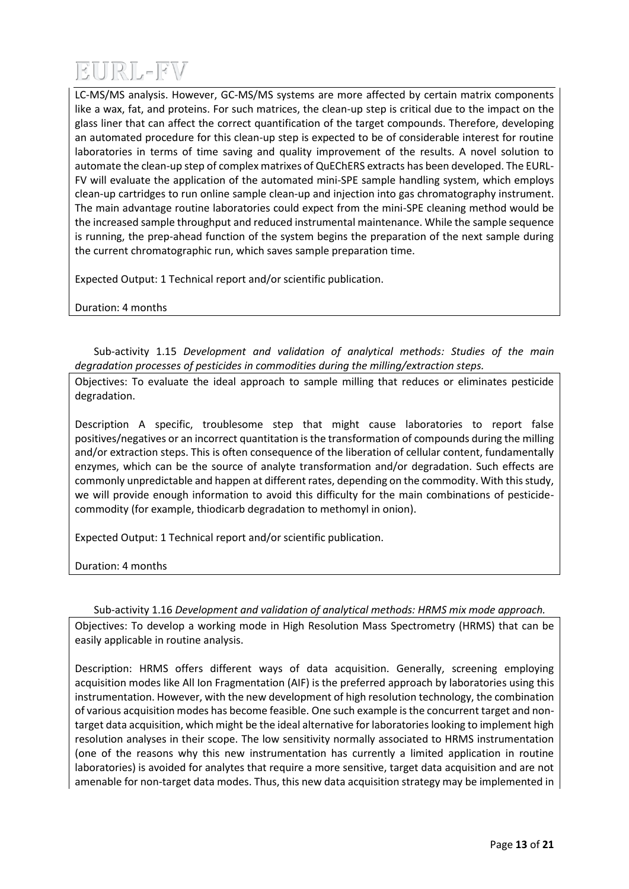LC-MS/MS analysis. However, GC-MS/MS systems are more affected by certain matrix components like a wax, fat, and proteins. For such matrices, the clean-up step is critical due to the impact on the glass liner that can affect the correct quantification of the target compounds. Therefore, developing an automated procedure for this clean-up step is expected to be of considerable interest for routine laboratories in terms of time saving and quality improvement of the results. A novel solution to automate the clean-up step of complex matrixes of QuEChERS extracts has been developed. The EURL-FV will evaluate the application of the automated mini-SPE sample handling system, which employs clean-up cartridges to run online sample clean-up and injection into gas chromatography instrument. The main advantage routine laboratories could expect from the mini-SPE cleaning method would be the increased sample throughput and reduced instrumental maintenance. While the sample sequence is running, the prep-ahead function of the system begins the preparation of the next sample during the current chromatographic run, which saves sample preparation time.

Expected Output: 1 Technical report and/or scientific publication.

Duration: 4 months

Sub-activity 1.15 *Development and validation of analytical methods: Studies of the main degradation processes of pesticides in commodities during the milling/extraction steps.*

Objectives: To evaluate the ideal approach to sample milling that reduces or eliminates pesticide degradation.

Description A specific, troublesome step that might cause laboratories to report false positives/negatives or an incorrect quantitation is the transformation of compounds during the milling and/or extraction steps. This is often consequence of the liberation of cellular content, fundamentally enzymes, which can be the source of analyte transformation and/or degradation. Such effects are commonly unpredictable and happen at different rates, depending on the commodity. With this study, we will provide enough information to avoid this difficulty for the main combinations of pesticide-commodity (for example, thiodicarb degradation to methomyl in onion).

Expected Output: 1 Technical report and/or scientific publication.

Duration: 4 months

Sub-activity 1.16 *Development and validation of analytical methods: HRMS mix mode approach.*

Objectives: To develop a working mode in High Resolution Mass Spectrometry (HRMS) that can be easily applicable in routine analysis.

Description: HRMS offers different ways of data acquisition. Generally, screening employing acquisition modes like All Ion Fragmentation (AIF) is the preferred approach by laboratories using this instrumentation. However, with the new development of high resolution technology, the combination of various acquisition modes has become feasible. One such example is the concurrent target and non-target data acquisition, which might be the ideal alternative for laboratories looking to implement high resolution analyses in their scope. The low sensitivity normally associated to HRMS instrumentation (one of the reasons why this new instrumentation has currently a limited application in routine laboratories) is avoided for analytes that require a more sensitive, target data acquisition and are not amenable for non-target data modes. Thus, this new data acquisition strategy may be implemented in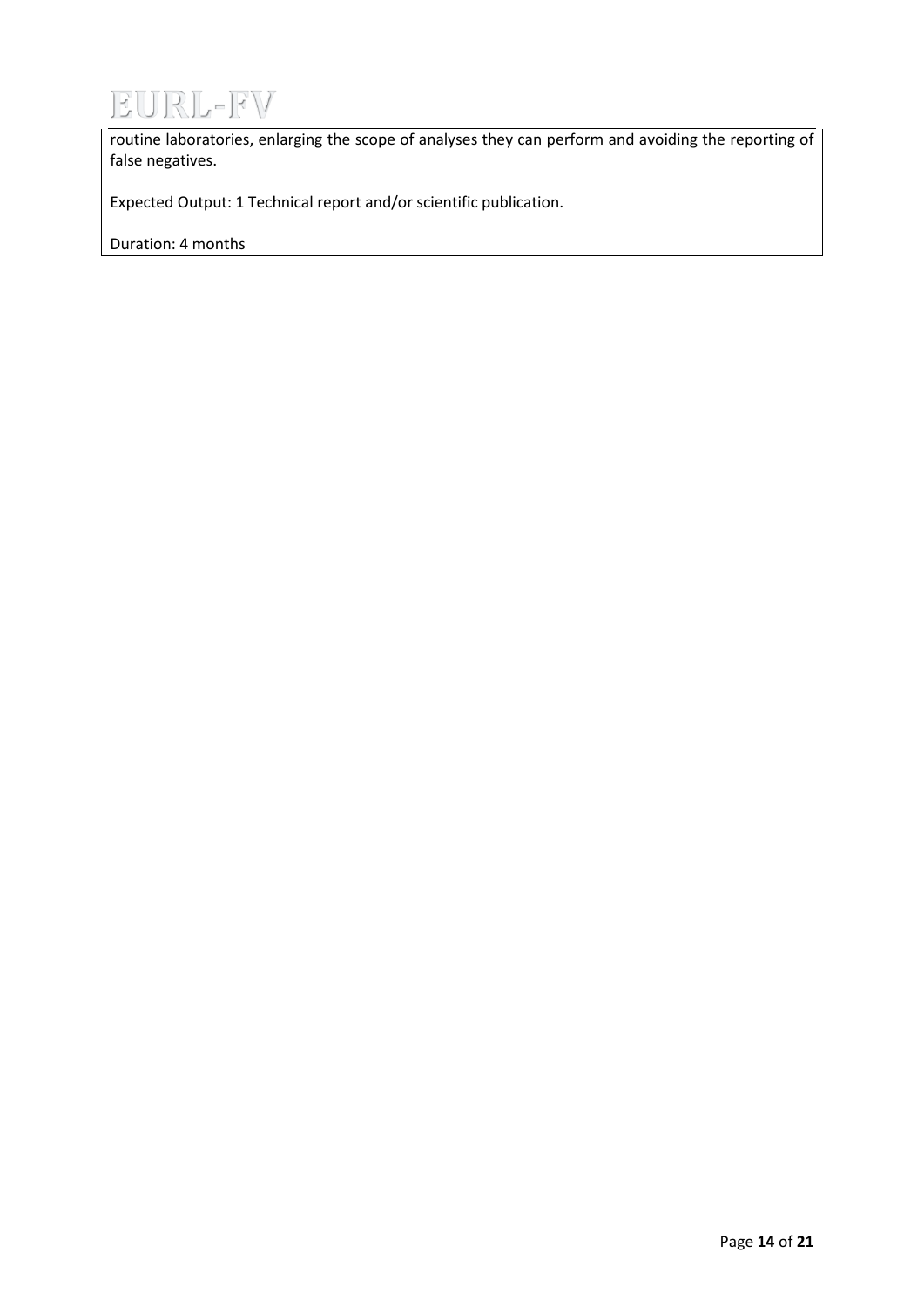routine laboratories, enlarging the scope of analyses they can perform and avoiding the reporting of false negatives.

Expected Output: 1 Technical report and/or scientific publication.

Duration: 4 months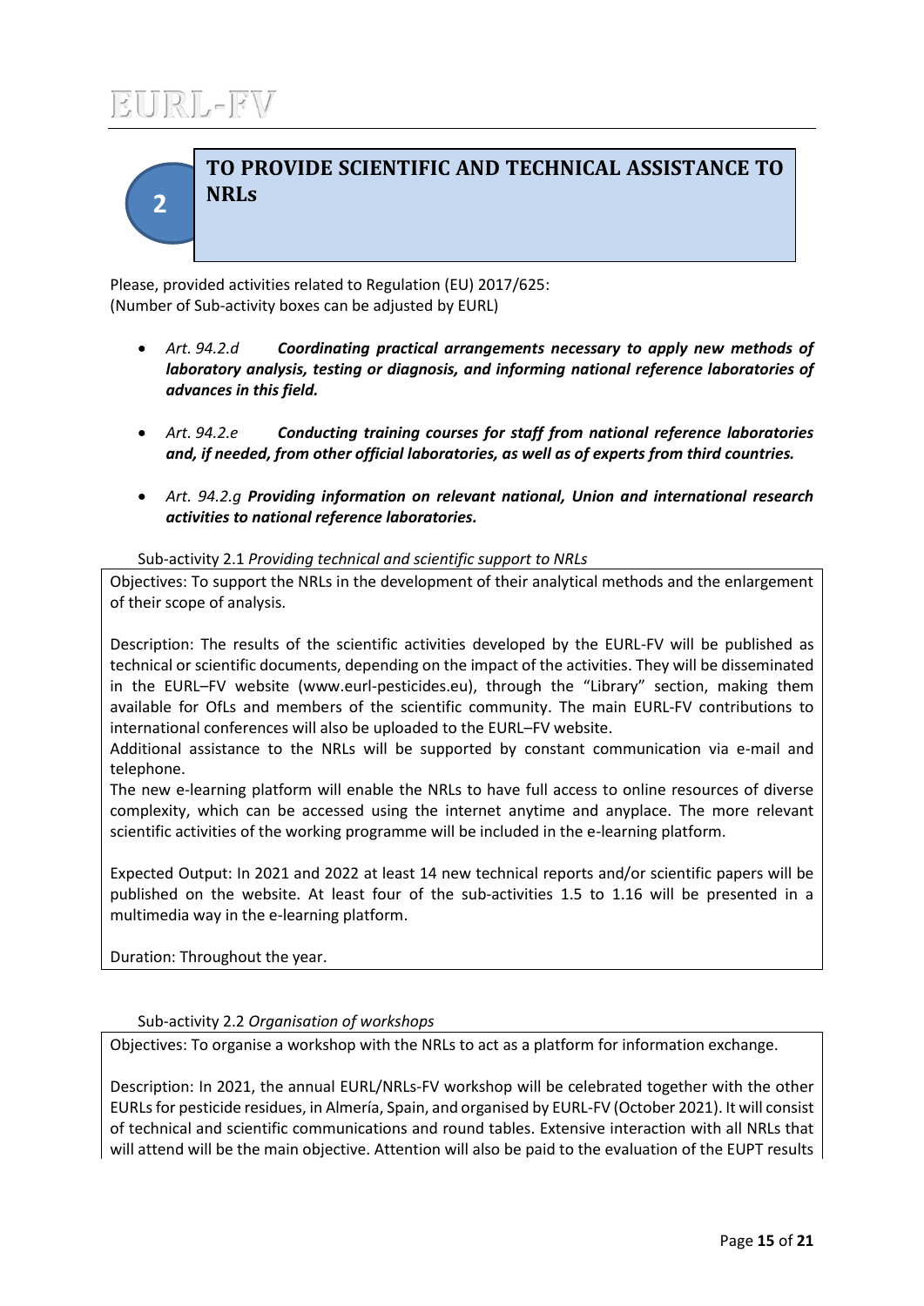## 2 TO PROVIDE SCIENTIFIC AND TECHNICAL ASSISTANCE TO NRLs

Please, provided activities related to Regulation (EU) 2017/625:
(Number of Sub-activity boxes can be adjusted by EURL)

- *Art. 94.2.d* ***Coordinating practical arrangements necessary to apply new methods of laboratory analysis, testing or diagnosis, and informing national reference laboratories of advances in this field.***
- *Art. 94.2.e* ***Conducting training courses for staff from national reference laboratories and, if needed, from other official laboratories, as well as of experts from third countries.***
- *Art. 94.2.g* ***Providing information on relevant national, Union and international research activities to national reference laboratories.***

Sub-activity 2.1 *Providing technical and scientific support to NRLs*

Objectives: To support the NRLs in the development of their analytical methods and the enlargement of their scope of analysis.

Description: The results of the scientific activities developed by the EURL-FV will be published as technical or scientific documents, depending on the impact of the activities. They will be disseminated in the EURL–FV website (www.eurl-pesticides.eu), through the "Library" section, making them available for OfLs and members of the scientific community. The main EURL-FV contributions to international conferences will also be uploaded to the EURL–FV website.
Additional assistance to the NRLs will be supported by constant communication via e-mail and telephone.
The new e-learning platform will enable the NRLs to have full access to online resources of diverse complexity, which can be accessed using the internet anytime and anyplace. The more relevant scientific activities of the working programme will be included in the e-learning platform.

Expected Output: In 2021 and 2022 at least 14 new technical reports and/or scientific papers will be published on the website. At least four of the sub-activities 1.5 to 1.16 will be presented in a multimedia way in the e-learning platform.

Duration: Throughout the year.

Sub-activity 2.2 *Organisation of workshops*

Objectives: To organise a workshop with the NRLs to act as a platform for information exchange.

Description: In 2021, the annual EURL/NRLs-FV workshop will be celebrated together with the other EURLs for pesticide residues, in Almería, Spain, and organised by EURL-FV (October 2021). It will consist of technical and scientific communications and round tables. Extensive interaction with all NRLs that will attend will be the main objective. Attention will also be paid to the evaluation of the EUPT results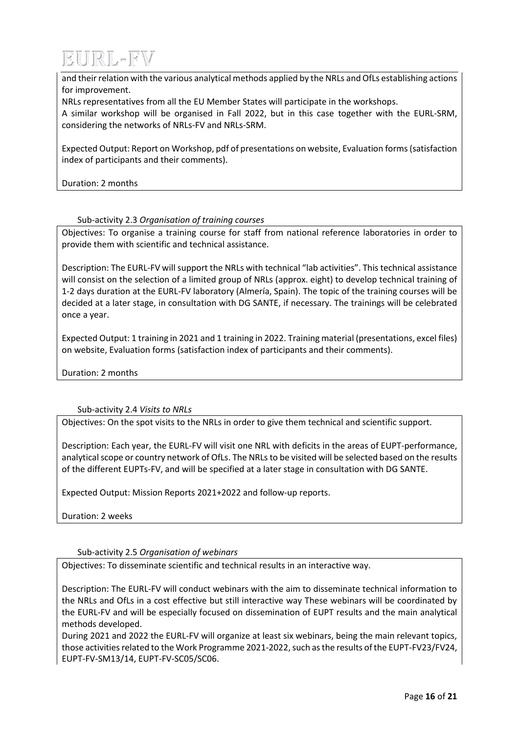and their relation with the various analytical methods applied by the NRLs and OfLs establishing actions for improvement.

NRLs representatives from all the EU Member States will participate in the workshops.

A similar workshop will be organised in Fall 2022, but in this case together with the EURL-SRM, considering the networks of NRLs-FV and NRLs-SRM.

Expected Output: Report on Workshop, pdf of presentations on website, Evaluation forms (satisfaction index of participants and their comments).

Duration: 2 months

Sub-activity 2.3 *Organisation of training courses*

Objectives: To organise a training course for staff from national reference laboratories in order to provide them with scientific and technical assistance.

Description: The EURL-FV will support the NRLs with technical "lab activities". This technical assistance will consist on the selection of a limited group of NRLs (approx. eight) to develop technical training of 1-2 days duration at the EURL-FV laboratory (Almería, Spain). The topic of the training courses will be decided at a later stage, in consultation with DG SANTE, if necessary. The trainings will be celebrated once a year.

Expected Output: 1 training in 2021 and 1 training in 2022. Training material (presentations, excel files) on website, Evaluation forms (satisfaction index of participants and their comments).

Duration: 2 months

Sub-activity 2.4 *Visits to NRLs*

Objectives: On the spot visits to the NRLs in order to give them technical and scientific support.

Description: Each year, the EURL-FV will visit one NRL with deficits in the areas of EUPT-performance, analytical scope or country network of OfLs. The NRLs to be visited will be selected based on the results of the different EUPTs-FV, and will be specified at a later stage in consultation with DG SANTE.

Expected Output: Mission Reports 2021+2022 and follow-up reports.

Duration: 2 weeks

Sub-activity 2.5 *Organisation of webinars*

Objectives: To disseminate scientific and technical results in an interactive way.

Description: The EURL-FV will conduct webinars with the aim to disseminate technical information to the NRLs and OfLs in a cost effective but still interactive way These webinars will be coordinated by the EURL-FV and will be especially focused on dissemination of EUPT results and the main analytical methods developed.

During 2021 and 2022 the EURL-FV will organize at least six webinars, being the main relevant topics, those activities related to the Work Programme 2021-2022, such as the results of the EUPT-FV23/FV24, EUPT-FV-SM13/14, EUPT-FV-SC05/SC06.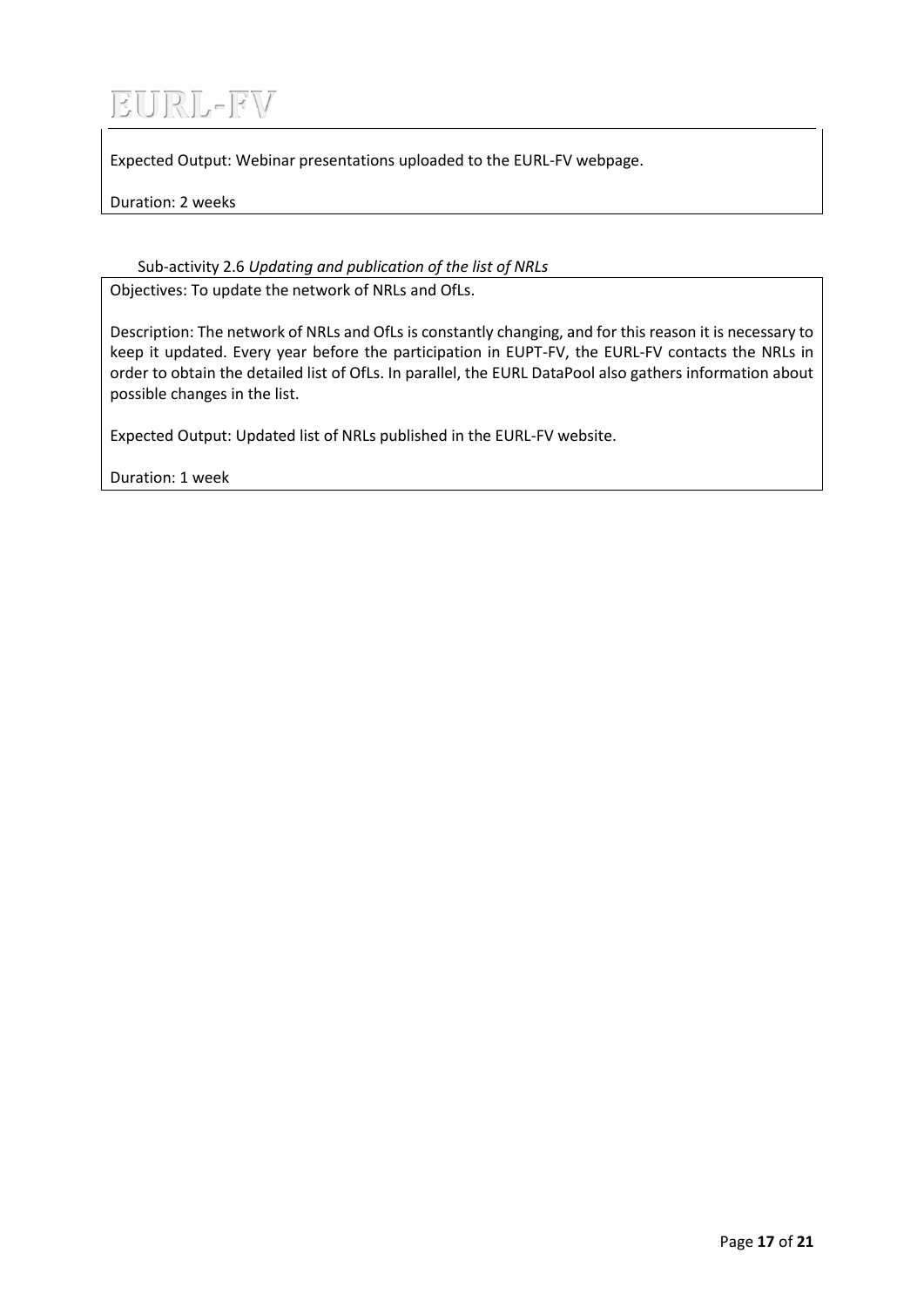Expected Output: Webinar presentations uploaded to the EURL-FV webpage.

Duration: 2 weeks

Sub-activity 2.6 *Updating and publication of the list of NRLs*

Objectives: To update the network of NRLs and OfLs.

Description: The network of NRLs and OfLs is constantly changing, and for this reason it is necessary to keep it updated. Every year before the participation in EUPT-FV, the EURL-FV contacts the NRLs in order to obtain the detailed list of OfLs. In parallel, the EURL DataPool also gathers information about possible changes in the list.

Expected Output: Updated list of NRLs published in the EURL-FV website.

Duration: 1 week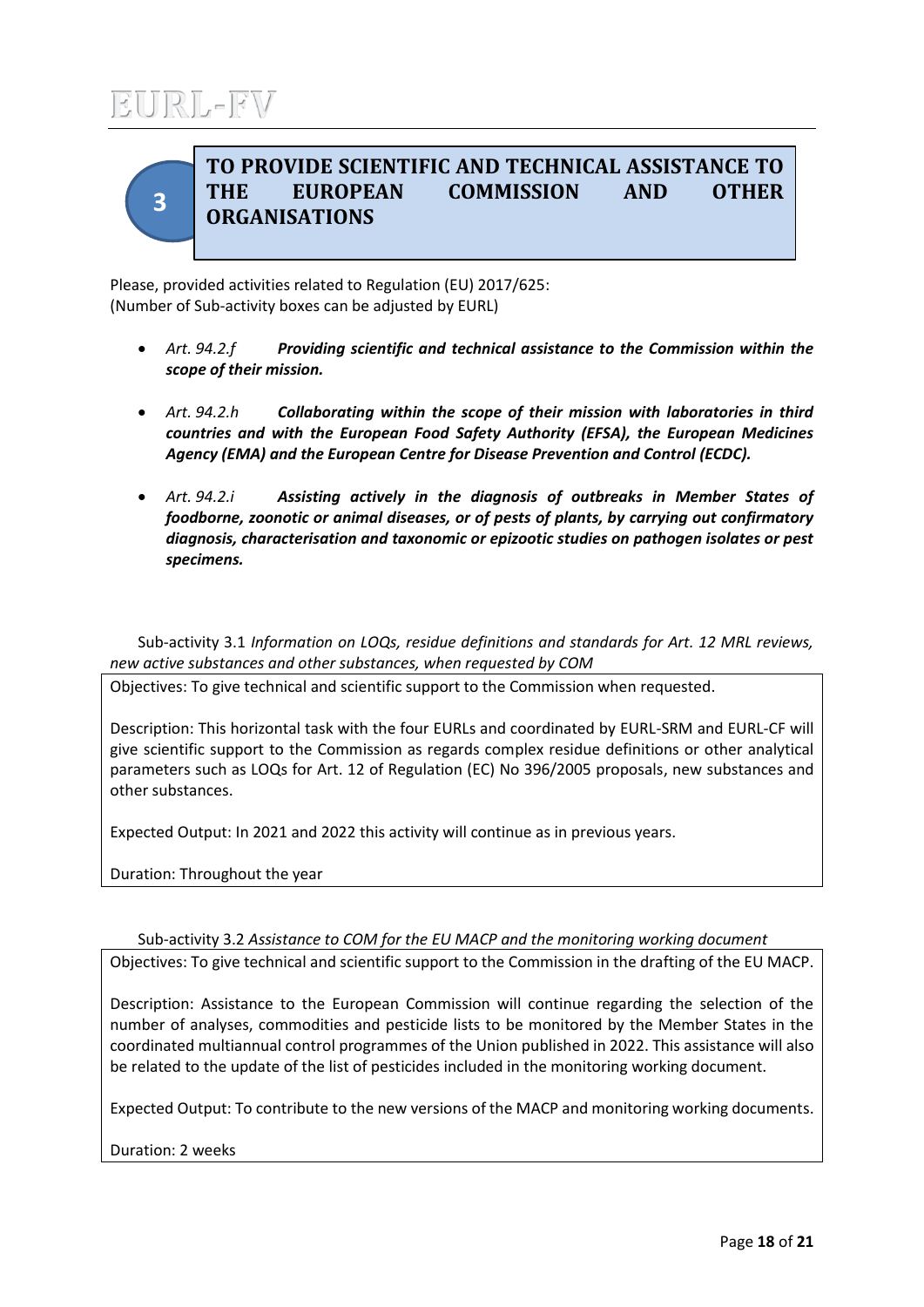## 3 TO PROVIDE SCIENTIFIC AND TECHNICAL ASSISTANCE TO THE EUROPEAN COMMISSION AND OTHER ORGANISATIONS

Please, provided activities related to Regulation (EU) 2017/625:
(Number of Sub-activity boxes can be adjusted by EURL)

- *Art. 94.2.f* ***Providing scientific and technical assistance to the Commission within the scope of their mission.***
- *Art. 94.2.h* ***Collaborating within the scope of their mission with laboratories in third countries and with the European Food Safety Authority (EFSA), the European Medicines Agency (EMA) and the European Centre for Disease Prevention and Control (ECDC).***
- *Art. 94.2.i* ***Assisting actively in the diagnosis of outbreaks in Member States of foodborne, zoonotic or animal diseases, or of pests of plants, by carrying out confirmatory diagnosis, characterisation and taxonomic or epizootic studies on pathogen isolates or pest specimens.***

Sub-activity 3.1 *Information on LOQs, residue definitions and standards for Art. 12 MRL reviews, new active substances and other substances, when requested by COM*

Objectives: To give technical and scientific support to the Commission when requested.

Description: This horizontal task with the four EURLs and coordinated by EURL-SRM and EURL-CF will give scientific support to the Commission as regards complex residue definitions or other analytical parameters such as LOQs for Art. 12 of Regulation (EC) No 396/2005 proposals, new substances and other substances.

Expected Output: In 2021 and 2022 this activity will continue as in previous years.

Duration: Throughout the year

Sub-activity 3.2 *Assistance to COM for the EU MACP and the monitoring working document*

Objectives: To give technical and scientific support to the Commission in the drafting of the EU MACP.

Description: Assistance to the European Commission will continue regarding the selection of the number of analyses, commodities and pesticide lists to be monitored by the Member States in the coordinated multiannual control programmes of the Union published in 2022. This assistance will also be related to the update of the list of pesticides included in the monitoring working document.

Expected Output: To contribute to the new versions of the MACP and monitoring working documents.

Duration: 2 weeks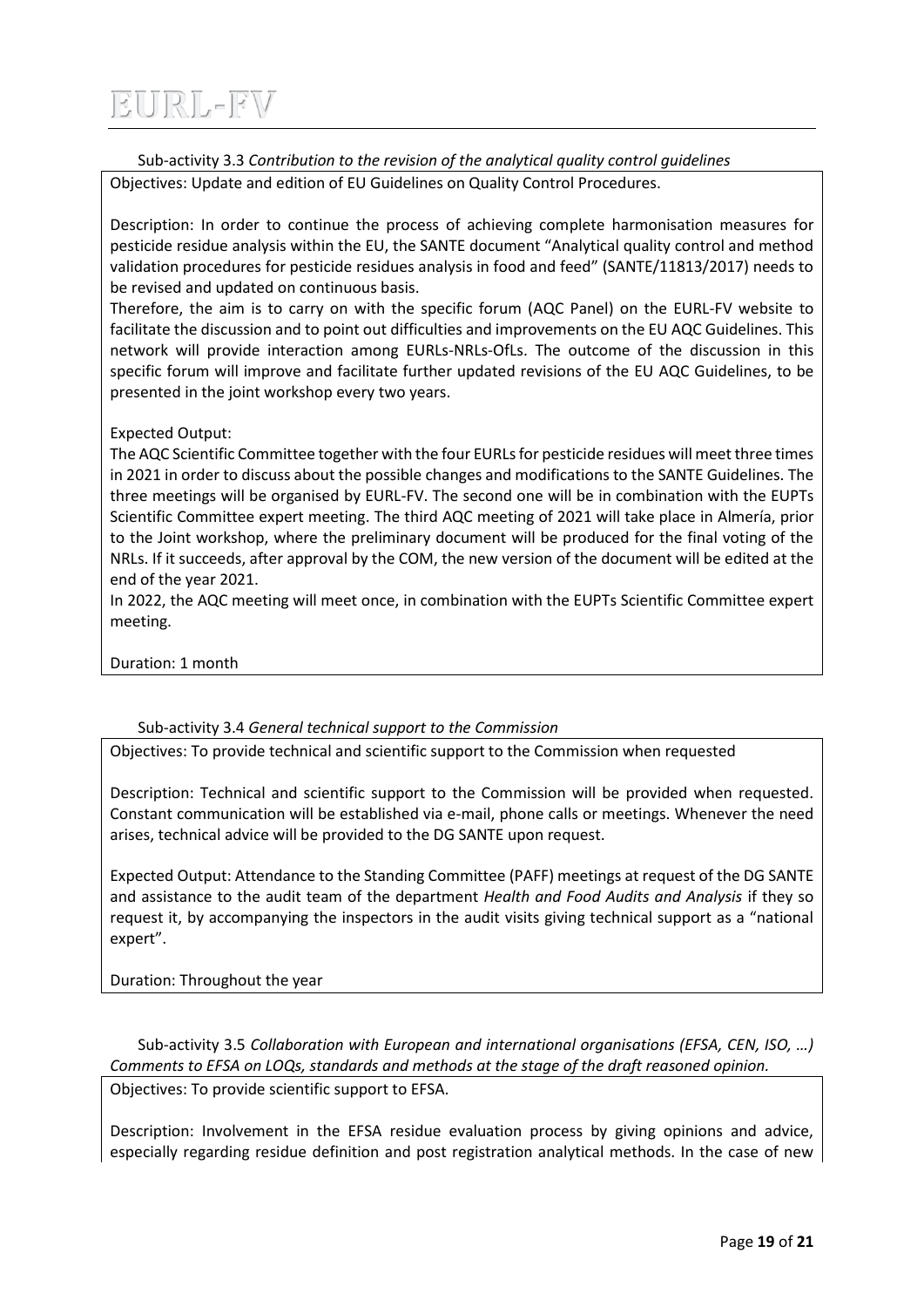Sub-activity 3.3 *Contribution to the revision of the analytical quality control guidelines*

Objectives: Update and edition of EU Guidelines on Quality Control Procedures.

Description: In order to continue the process of achieving complete harmonisation measures for pesticide residue analysis within the EU, the SANTE document "Analytical quality control and method validation procedures for pesticide residues analysis in food and feed" (SANTE/11813/2017) needs to be revised and updated on continuous basis.

Therefore, the aim is to carry on with the specific forum (AQC Panel) on the EURL-FV website to facilitate the discussion and to point out difficulties and improvements on the EU AQC Guidelines. This network will provide interaction among EURLs-NRLs-OfLs. The outcome of the discussion in this specific forum will improve and facilitate further updated revisions of the EU AQC Guidelines, to be presented in the joint workshop every two years.

Expected Output:

The AQC Scientific Committee together with the four EURLs for pesticide residues will meet three times in 2021 in order to discuss about the possible changes and modifications to the SANTE Guidelines. The three meetings will be organised by EURL-FV. The second one will be in combination with the EUPTs Scientific Committee expert meeting. The third AQC meeting of 2021 will take place in Almería, prior to the Joint workshop, where the preliminary document will be produced for the final voting of the NRLs. If it succeeds, after approval by the COM, the new version of the document will be edited at the end of the year 2021.

In 2022, the AQC meeting will meet once, in combination with the EUPTs Scientific Committee expert meeting.

Duration: 1 month

Sub-activity 3.4 *General technical support to the Commission*

Objectives: To provide technical and scientific support to the Commission when requested

Description: Technical and scientific support to the Commission will be provided when requested. Constant communication will be established via e-mail, phone calls or meetings. Whenever the need arises, technical advice will be provided to the DG SANTE upon request.

Expected Output: Attendance to the Standing Committee (PAFF) meetings at request of the DG SANTE and assistance to the audit team of the department *Health and Food Audits and Analysis* if they so request it, by accompanying the inspectors in the audit visits giving technical support as a "national expert".

Duration: Throughout the year

Sub-activity 3.5 *Collaboration with European and international organisations (EFSA, CEN, ISO, …) Comments to EFSA on LOQs, standards and methods at the stage of the draft reasoned opinion.*

Objectives: To provide scientific support to EFSA.

Description: Involvement in the EFSA residue evaluation process by giving opinions and advice, especially regarding residue definition and post registration analytical methods. In the case of new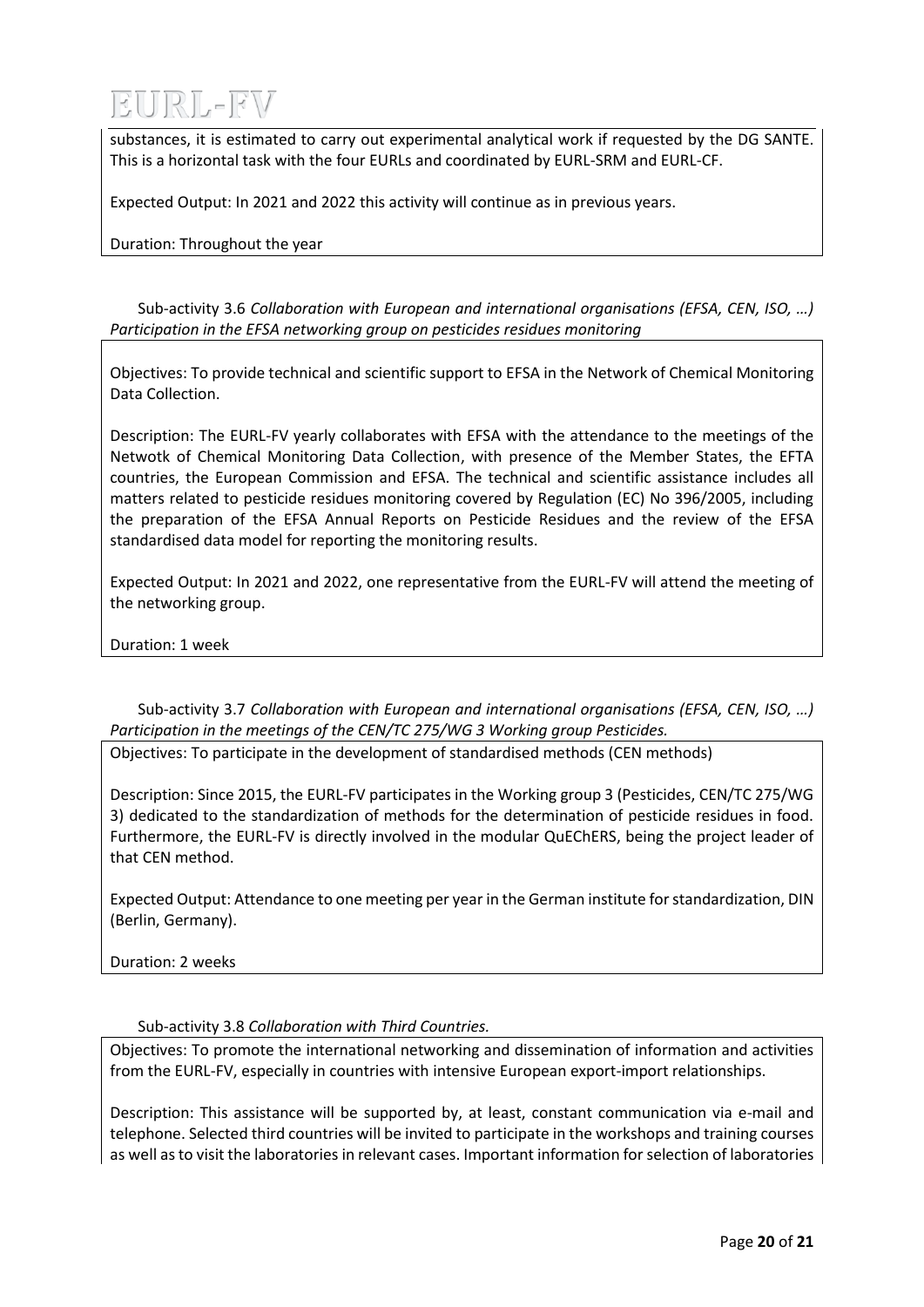substances, it is estimated to carry out experimental analytical work if requested by the DG SANTE. This is a horizontal task with the four EURLs and coordinated by EURL-SRM and EURL-CF.

Expected Output: In 2021 and 2022 this activity will continue as in previous years.

Duration: Throughout the year

Sub-activity 3.6 *Collaboration with European and international organisations (EFSA, CEN, ISO, …) Participation in the EFSA networking group on pesticides residues monitoring*

Objectives: To provide technical and scientific support to EFSA in the Network of Chemical Monitoring Data Collection.

Description: The EURL-FV yearly collaborates with EFSA with the attendance to the meetings of the Netwotk of Chemical Monitoring Data Collection, with presence of the Member States, the EFTA countries, the European Commission and EFSA. The technical and scientific assistance includes all matters related to pesticide residues monitoring covered by Regulation (EC) No 396/2005, including the preparation of the EFSA Annual Reports on Pesticide Residues and the review of the EFSA standardised data model for reporting the monitoring results.

Expected Output: In 2021 and 2022, one representative from the EURL-FV will attend the meeting of the networking group.

Duration: 1 week

Sub-activity 3.7 *Collaboration with European and international organisations (EFSA, CEN, ISO, …) Participation in the meetings of the CEN/TC 275/WG 3 Working group Pesticides.*

Objectives: To participate in the development of standardised methods (CEN methods)

Description: Since 2015, the EURL-FV participates in the Working group 3 (Pesticides, CEN/TC 275/WG 3) dedicated to the standardization of methods for the determination of pesticide residues in food. Furthermore, the EURL-FV is directly involved in the modular QuEChERS, being the project leader of that CEN method.

Expected Output: Attendance to one meeting per year in the German institute for standardization, DIN (Berlin, Germany).

Duration: 2 weeks

Sub-activity 3.8 *Collaboration with Third Countries.*

Objectives: To promote the international networking and dissemination of information and activities from the EURL-FV, especially in countries with intensive European export-import relationships.

Description: This assistance will be supported by, at least, constant communication via e-mail and telephone. Selected third countries will be invited to participate in the workshops and training courses as well as to visit the laboratories in relevant cases. Important information for selection of laboratories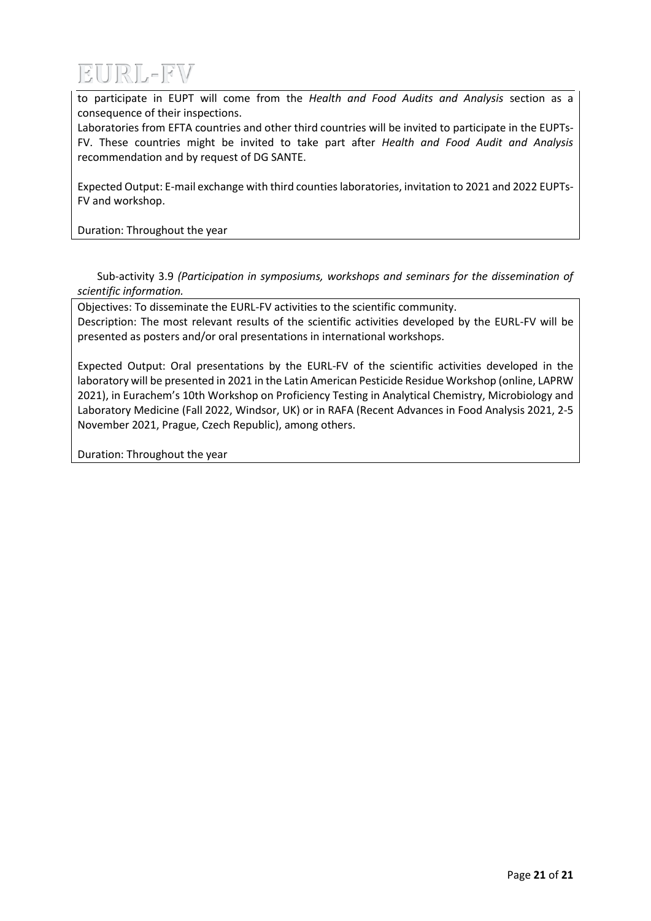to participate in EUPT will come from the *Health and Food Audits and Analysis* section as a consequence of their inspections.
Laboratories from EFTA countries and other third countries will be invited to participate in the EUPTs-FV. These countries might be invited to take part after *Health and Food Audit and Analysis* recommendation and by request of DG SANTE.

Expected Output: E-mail exchange with third counties laboratories, invitation to 2021 and 2022 EUPTs-FV and workshop.

Duration: Throughout the year

Sub-activity 3.9 *(Participation in symposiums, workshops and seminars for the dissemination of scientific information.*

Objectives: To disseminate the EURL-FV activities to the scientific community.
Description: The most relevant results of the scientific activities developed by the EURL-FV will be presented as posters and/or oral presentations in international workshops.

Expected Output: Oral presentations by the EURL-FV of the scientific activities developed in the laboratory will be presented in 2021 in the Latin American Pesticide Residue Workshop (online, LAPRW 2021), in Eurachem's 10th Workshop on Proficiency Testing in Analytical Chemistry, Microbiology and Laboratory Medicine (Fall 2022, Windsor, UK) or in RAFA (Recent Advances in Food Analysis 2021, 2-5 November 2021, Prague, Czech Republic), among others.

Duration: Throughout the year